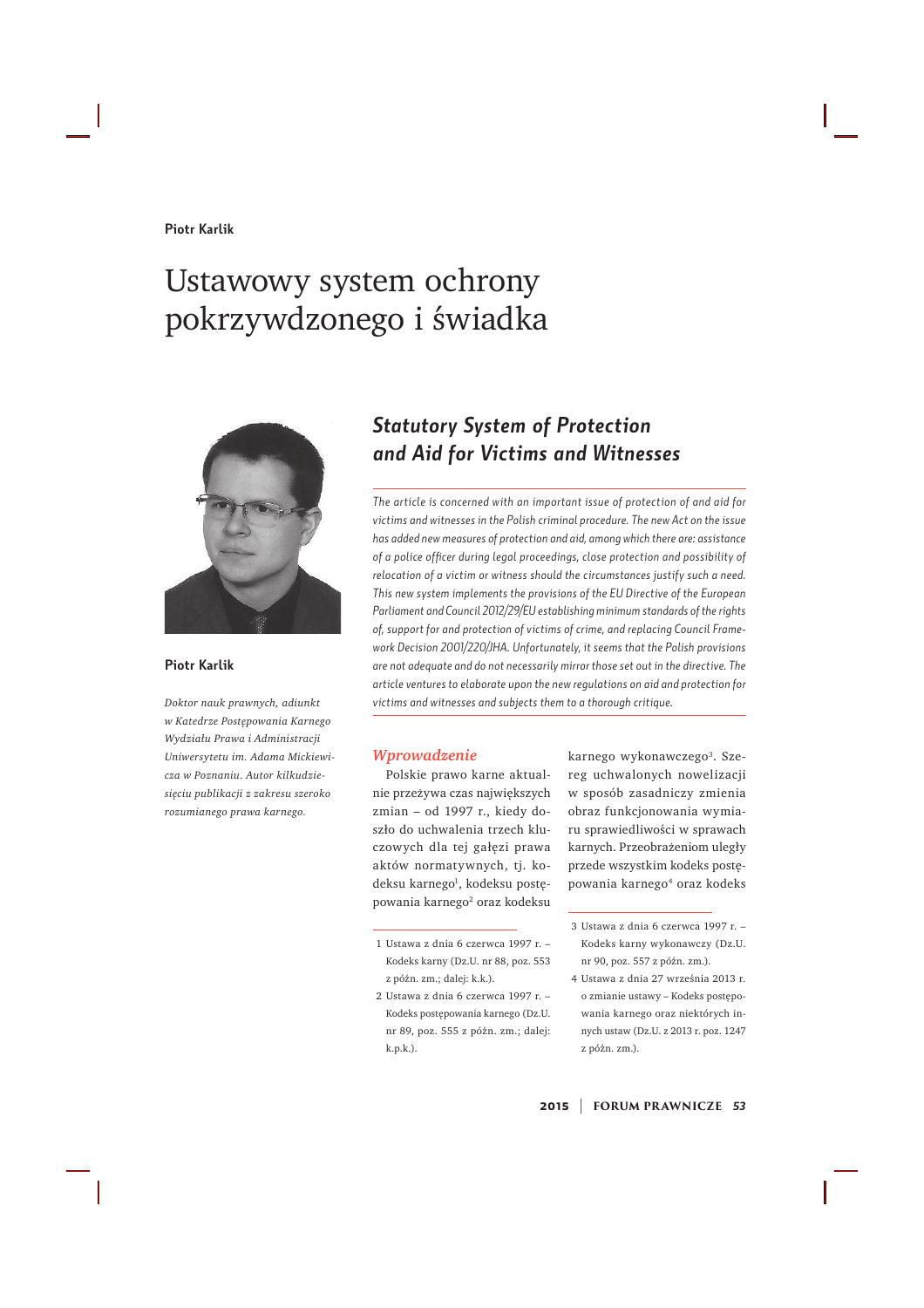Piotr Karlik

# Ustawowy system ochrony pokrzywdzonego i świadka

**Piotr Karlik**

*Doktor nauk prawnych, adiunkt w Katedrze Postępowania Karnego Wydziału Prawa i Administracji Uniwersytetu im. Adama Mickiewicza w Poznaniu. Autor kilkudziesięciu publikacji z zakresu szeroko rozumianego prawa karnego.*

## *Statutory System of Protection and Aid for Victims and Witnesses*

*The article is concerned with an important issue of protection of and aid for victims and witnesses in the Polish criminal procedure. The new Act on the issue has added new measures of protection and aid, among which there are: assistance of a police officer during legal proceedings, close protection and possibility of relocation of a victim or witness should the circumstances justify such a need. This new system implements the provisions of the EU Directive of the European Parliament and Council 2012/29/EU establishing minimum standards of the rights of, support for and protection of victims of crime, and replacing Council Framework Decision 2001/220/JHA. Unfortunately, it seems that the Polish provisions are not adequate and do not necessarily mirror those set out in the directive. The article ventures to elaborate upon the new regulations on aid and protection for victims and witnesses and subjects them to a thorough critique.*

### *Wprowadzenie*

Polskie prawo karne aktualnie przeżywa czas największych zmian – od 1997 r., kiedy doszło do uchwalenia trzech kluczowych dla tej gałęzi prawa aktów normatywnych, tj. kodeksu karnego[1], kodeksu postępowania karnego[2] oraz kodeksu karnego wykonawczego[3]. Szereg uchwalonych nowelizacji w sposób zasadniczy zmienia obraz funkcjonowania wymiaru sprawiedliwości w sprawach karnych. Przeobrażeniom uległy przede wszystkim kodeks postępowania karnego[4] oraz kodeks

---

1 Ustawa z dnia 6 czerwca 1997 r. – Kodeks karny (Dz.U. nr 88, poz. 553 z późn. zm.; dalej: k.k.).

2 Ustawa z dnia 6 czerwca 1997 r. – Kodeks postępowania karnego (Dz.U. nr 89, poz. 555 z późn. zm.; dalej: k.p.k.).

3 Ustawa z dnia 6 czerwca 1997 r. – Kodeks karny wykonawczy (Dz.U. nr 90, poz. 557 z późn. zm.).

4 Ustawa z dnia 27 września 2013 r. o zmianie ustawy – Kodeks postępowania karnego oraz niektórych innych ustaw (Dz.U. z 2013 r. poz. 1247 z późn. zm.).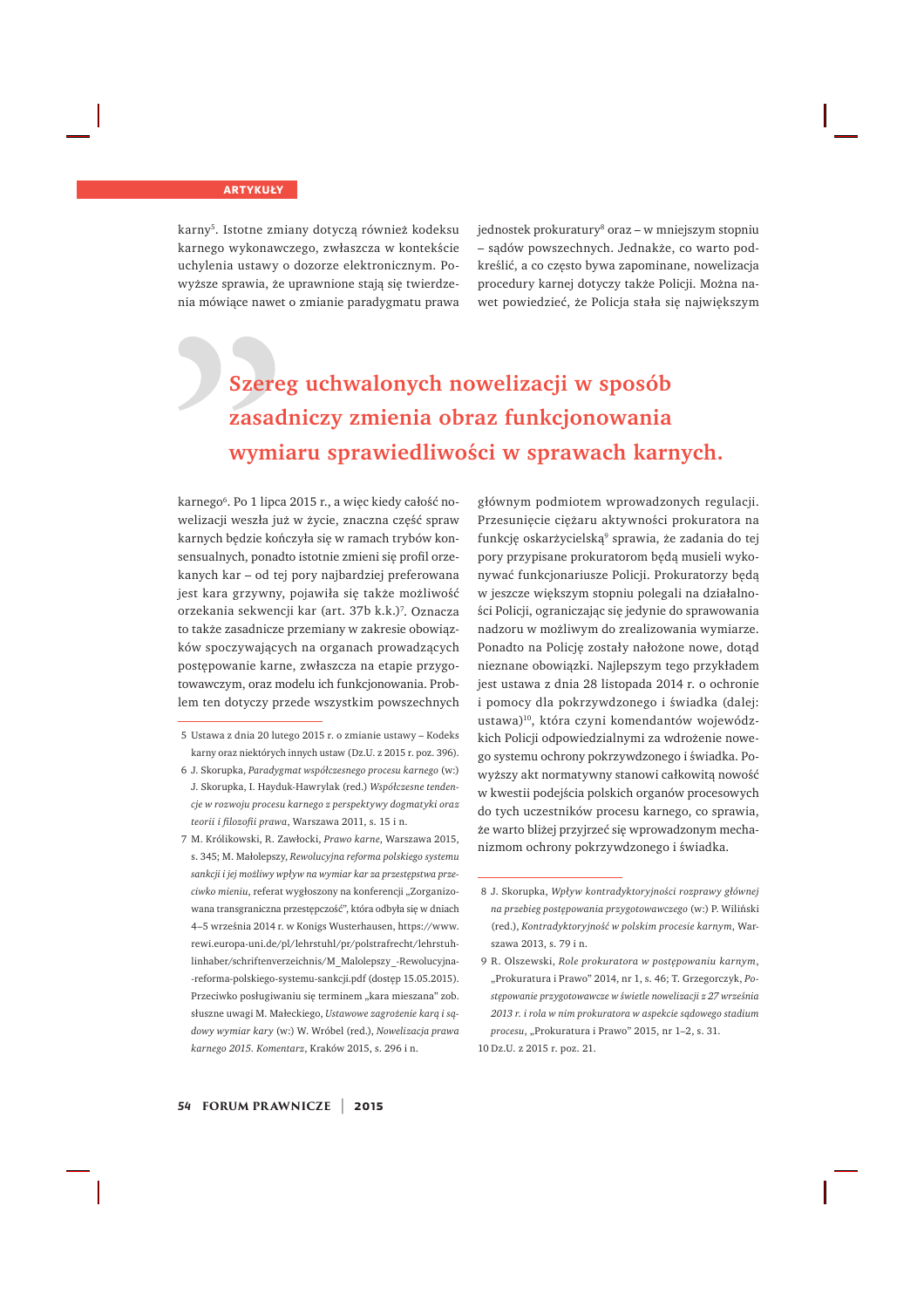karny[5]. Istotne zmiany dotyczą również kodeksu karnego wykonawczego, zwłaszcza w kontekście uchylenia ustawy o dozorze elektronicznym. Powyższe sprawia, że uprawnione stają się twierdzenia mówiące nawet o zmianie paradygmatu prawa karnego[6]. Po 1 lipca 2015 r., a więc kiedy całość nowelizacji weszła już w życie, znaczna część spraw karnych będzie kończyła się w ramach trybów konsensualnych, ponadto istotnie zmieni się profil orzekanych kar – od tej pory najbardziej preferowana jest kara grzywny, pojawiła się także możliwość orzekania sekwencji kar (art. 37b k.k.)[7]. Oznacza to także zasadnicze przemiany w zakresie obowiązków spoczywających na organach prowadzących postępowanie karne, zwłaszcza na etapie przygotowawczym, oraz modelu ich funkcjonowania. Problem ten dotyczy przede wszystkim powszechnych jednostek prokuratury[8] oraz – w mniejszym stopniu – sądów powszechnych. Jednakże, co warto podkreślić, a co często bywa zapominane, nowelizacja procedury karnej dotyczy także Policji. Można nawet powiedzieć, że Policja stała się największym głównym podmiotem wprowadzonych regulacji. Przesunięcie ciężaru aktywności prokuratora na funkcję oskarżycielską[9] sprawia, że zadania do tej pory przypisane prokuratorom będą musieli wykonywać funkcjonariusze Policji. Prokuratorzy będą w jeszcze większym stopniu polegali na działalności Policji, ograniczając się jedynie do sprawowania nadzoru w możliwym do zrealizowania wymiarze. Ponadto na Policję zostały nałożone nowe, dotąd nieznane obowiązki. Najlepszym tego przykładem jest ustawa z dnia 28 listopada 2014 r. o ochronie i pomocy dla pokrzywdzonego i świadka (dalej: ustawa)[10], która czyni komendantów wojewódzkich Policji odpowiedzialnymi za wdrożenie nowego systemu ochrony pokrzywdzonego i świadka. Powyższy akt normatywny stanowi całkowitą nowość w kwestii podejścia polskich organów procesowych do tych uczestników procesu karnego, co sprawia, że warto bliżej przyjrzeć się wprowadzonym mechanizmom ochrony pokrzywdzonego i świadka.

> **Szereg uchwalonych nowelizacji w sposób zasadniczy zmienia obraz funkcjonowania wymiaru sprawiedliwości w sprawach karnych.**

---

5 Ustawa z dnia 20 lutego 2015 r. o zmianie ustawy – Kodeks karny oraz niektórych innych ustaw (Dz.U. z 2015 r. poz. 396).

6 J. Skorupka, *Paradygmat współczesnego procesu karnego* (w:) J. Skorupka, I. Hayduk-Hawrylak (red.) *Współczesne tendencje w rozwoju procesu karnego z perspektywy dogmatyki oraz teorii i filozofii prawa*, Warszawa 2011, s. 15 i n.

7 M. Królikowski, R. Zawłocki, *Prawo karne*, Warszawa 2015, s. 345; M. Małolepszy, *Rewolucyjna reforma polskiego systemu sankcji i jej możliwy wpływ na wymiar kar za przestępstwa przeciwko mieniu*, referat wygłoszony na konferencji „Zorganizowana transgraniczna przestępczość", która odbyła się w dniach 4–5 września 2014 r. w Konigs Wusterhausen, https://www.rewi.europa-uni.de/pl/lehrstuhl/pr/polstrafrecht/lehrstuhlinhaber/schriftenverzeichnis/M_Malolepszy_-Rewolucyjna-reforma-polskiego-systemu-sankcji.pdf (dostęp 15.05.2015). Przeciwko posługiwaniu się terminem „kara mieszana" zob. słuszne uwagi M. Małeckiego, *Ustawowe zagrożenie karą i sądowy wymiar kary* (w:) W. Wróbel (red.), *Nowelizacja prawa karnego 2015. Komentarz*, Kraków 2015, s. 296 i n.

8 J. Skorupka, *Wpływ kontradyktoryjności rozprawy głównej na przebieg postępowania przygotowawczego* (w:) P. Wiliński (red.), *Kontradyktoryjność w polskim procesie karnym*, Warszawa 2013, s. 79 i n.

9 R. Olszewski, *Role prokuratora w postępowaniu karnym*, „Prokuratura i Prawo" 2014, nr 1, s. 46; T. Grzegorczyk, *Postępowanie przygotowawcze w świetle nowelizacji z 27 września 2013 r. i rola w nim prokuratora w aspekcie sądowego stadium procesu*, „Prokuratura i Prawo" 2015, nr 1–2, s. 31.

10 Dz.U. z 2015 r. poz. 21.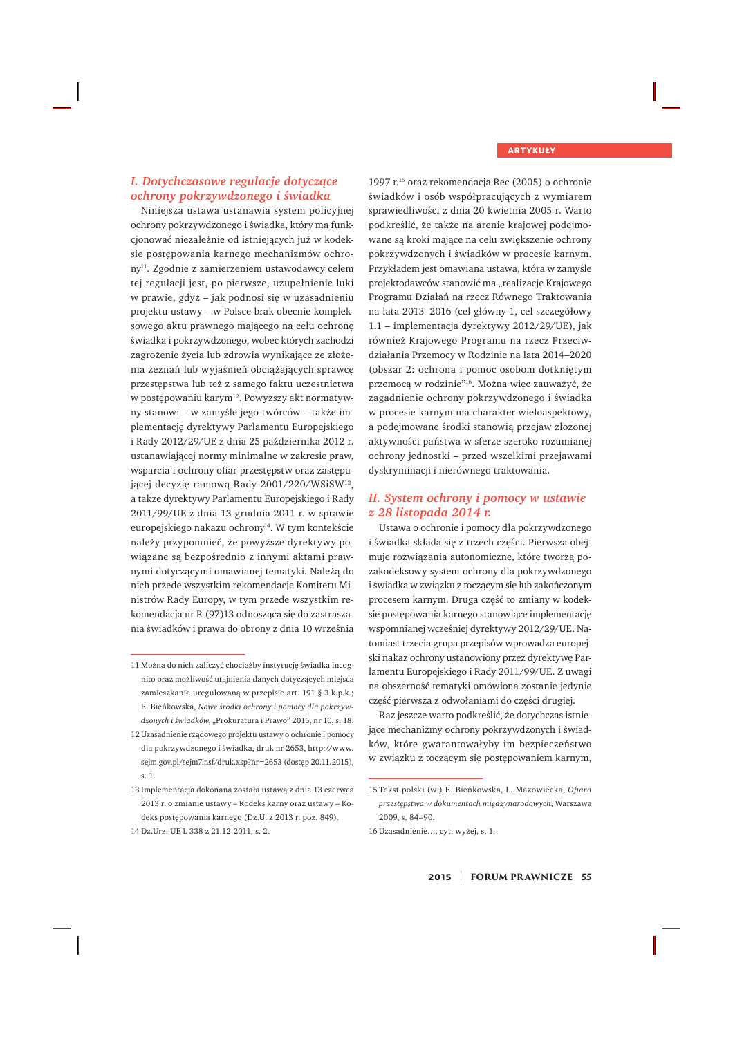## I. Dotychczasowe regulacje dotyczące ochrony pokrzywdzonego i świadka

Niniejsza ustawa ustanawia system policyjnej ochrony pokrzywdzonego i świadka, który ma funkcjonować niezależnie od istniejących już w kodeksie postępowania karnego mechanizmów ochrony[11]. Zgodnie z zamierzeniem ustawodawcy celem tej regulacji jest, po pierwsze, uzupełnienie luki w prawie, gdyż – jak podnosi się w uzasadnieniu projektu ustawy – w Polsce brak obecnie kompleksowego aktu prawnego mającego na celu ochronę świadka i pokrzywdzonego, wobec których zachodzi zagrożenie życia lub zdrowia wynikające ze złożenia zeznań lub wyjaśnień obciążających sprawcę przestępstwa lub też z samego faktu uczestnictwa w postępowaniu karym[12]. Powyższy akt normatywny stanowi – w zamyśle jego twórców – także implementację dyrektywy Parlamentu Europejskiego i Rady 2012/29/UE z dnia 25 października 2012 r. ustanawiającej normy minimalne w zakresie praw, wsparcia i ochrony ofiar przestępstw oraz zastępującej decyzję ramową Rady 2001/220/WSiSW[13], a także dyrektywy Parlamentu Europejskiego i Rady 2011/99/UE z dnia 13 grudnia 2011 r. w sprawie europejskiego nakazu ochrony[14]. W tym kontekście należy przypomnieć, że powyższe dyrektywy powiązane są bezpośrednio z innymi aktami prawnymi dotyczącymi omawianej tematyki. Należą do nich przede wszystkim rekomendacje Komitetu Ministrów Rady Europy, w tym przede wszystkim rekomendacja nr R (97)13 odnosząca się do zastraszania świadków i prawa do obrony z dnia 10 września 1997 r.[15] oraz rekomendacja Rec (2005) o ochronie świadków i osób współpracujących z wymiarem sprawiedliwości z dnia 20 kwietnia 2005 r. Warto podkreślić, że także na arenie krajowej podejmowane są kroki mające na celu zwiększenie ochrony pokrzywdzonych i świadków w procesie karnym. Przykładem jest omawiana ustawa, która w zamyśle projektodawców stanowić ma „realizację Krajowego Programu Działań na rzecz Równego Traktowania na lata 2013–2016 (cel główny 1, cel szczegółowy 1.1 – implementacja dyrektywy 2012/29/UE), jak również Krajowego Programu na rzecz Przeciwdziałania Przemocy w Rodzinie na lata 2014–2020 (obszar 2: ochrona i pomoc osobom dotkniętym przemocą w rodzinie”[16]. Można więc zauważyć, że zagadnienie ochrony pokrzywdzonego i świadka w procesie karnym ma charakter wieloaspektowy, a podejmowane środki stanowią przejaw złożonej aktywności państwa w sferze szeroko rozumianej ochrony jednostki – przed wszelkimi przejawami dyskryminacji i nierównego traktowania.

## II. System ochrony i pomocy w ustawie z 28 listopada 2014 r.

Ustawa o ochronie i pomocy dla pokrzywdzonego i świadka składa się z trzech części. Pierwsza obejmuje rozwiązania autonomiczne, które tworzą pozakodeksowy system ochrony dla pokrzywdzonego i świadka w związku z toczącym się lub zakończonym procesem karnym. Druga część to zmiany w kodeksie postępowania karnego stanowiące implementację wspomnianej wcześniej dyrektywy 2012/29/UE. Natomiast trzecia grupa przepisów wprowadza europejski nakaz ochrony ustanowiony przez dyrektywę Parlamentu Europejskiego i Rady 2011/99/UE. Z uwagi na obszerność tematyki omówiona zostanie jedynie część pierwsza z odwołaniami do części drugiej.

Raz jeszcze warto podkreślić, że dotychczas istniejące mechanizmy ochrony pokrzywdzonych i świadków, które gwarantowałyby im bezpieczeństwo w związku z toczącym się postępowaniem karnym,

---

11 Można do nich zaliczyć chociażby instytucję świadka incognito oraz możliwość utajnienia danych dotyczących miejsca zamieszkania uregulowaną w przepisie art. 191 § 3 k.p.k.; E. Bieńkowska, *Nowe środki ochrony i pomocy dla pokrzywdzonych i świadków*, „Prokuratura i Prawo" 2015, nr 10, s. 18.

12 Uzasadnienie rządowego projektu ustawy o ochronie i pomocy dla pokrzywdzonego i świadka, druk nr 2653, http://www.sejm.gov.pl/sejm7.nsf/druk.xsp?nr=2653 (dostęp 20.11.2015), s. 1.

13 Implementacja dokonana została ustawą z dnia 13 czerwca 2013 r. o zmianie ustawy – Kodeks karny oraz ustawy – Kodeks postępowania karnego (Dz.U. z 2013 r. poz. 849).

14 Dz.Urz. UE L 338 z 21.12.2011, s. 2.

15 Tekst polski (w:) E. Bieńkowska, L. Mazowiecka, *Ofiara przestępstwa w dokumentach międzynarodowych*, Warszawa 2009, s. 84–90.

16 Uzasadnienie..., cyt. wyżej, s. 1.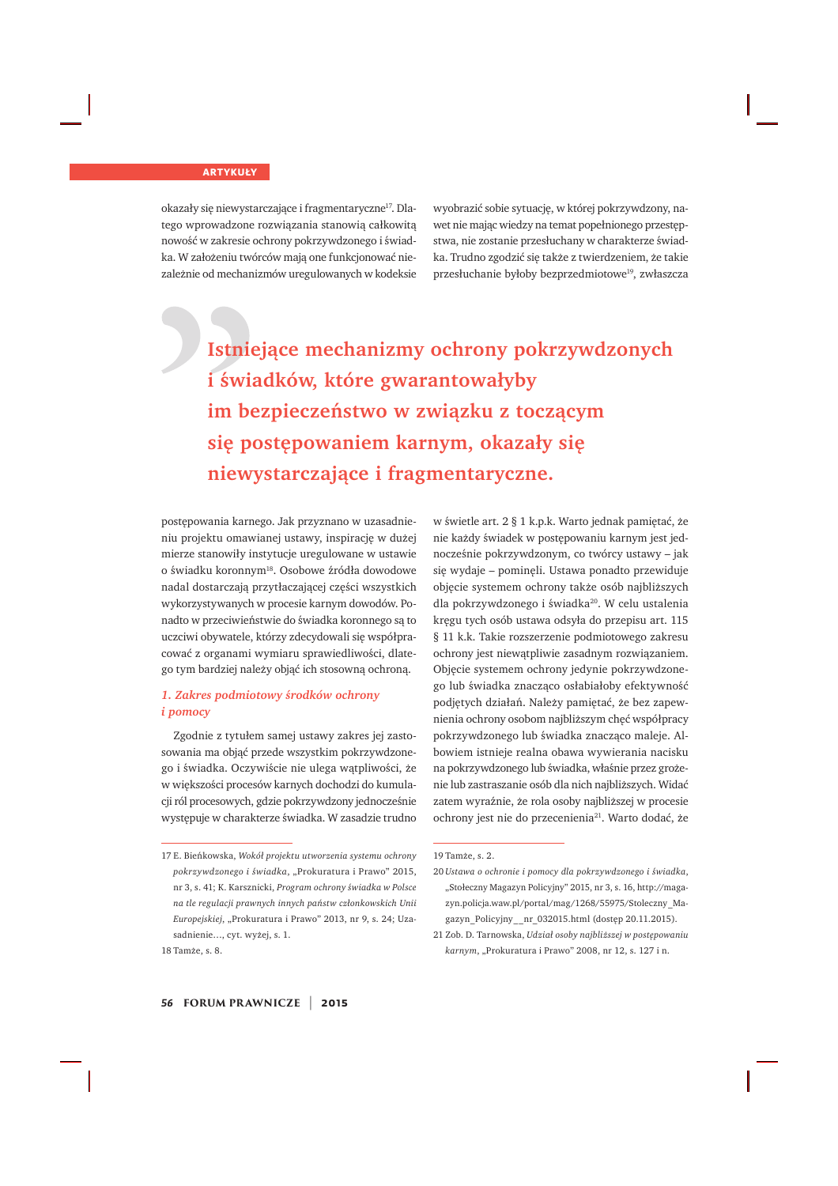okazały się niewystarczające i fragmentaryczne[17]. Dlatego wprowadzone rozwiązania stanowią całkowitą nowość w zakresie ochrony pokrzywdzonego i świadka. W założeniu twórców mają one funkcjonować niezależnie od mechanizmów uregulowanych w kodeksie postępowania karnego. Jak przyznano w uzasadnieniu projektu omawianej ustawy, inspirację w dużej mierze stanowiły instytucje uregulowane w ustawie o świadku koronnym[18]. Osobowe źródła dowodowe nadal dostarczają przytłaczającej części wszystkich wykorzystywanych w procesie karnym dowodów. Ponadto w przeciwieństwie do świadka koronnego są to uczciwi obywatele, którzy zdecydowali się współpracować z organami wymiaru sprawiedliwości, dlatego tym bardziej należy objąć ich stosowną ochroną.

> **Istniejące mechanizmy ochrony pokrzywdzonych i świadków, które gwarantowałyby im bezpieczeństwo w związku z toczącym się postępowaniem karnym, okazały się niewystarczające i fragmentaryczne.**

### *1. Zakres podmiotowy środków ochrony i pomocy*

Zgodnie z tytułem samej ustawy zakres jej zastosowania ma objąć przede wszystkim pokrzywdzonego i świadka. Oczywiście nie ulega wątpliwości, że w większości procesów karnych dochodzi do kumulacji ról procesowych, gdzie pokrzywdzony jednocześnie występuje w charakterze świadka. W zasadzie trudno wyobrazić sobie sytuację, w której pokrzywdzony, nawet nie mając wiedzy na temat popełnionego przestępstwa, nie zostanie przesłuchany w charakterze świadka. Trudno zgodzić się także z twierdzeniem, że takie przesłuchanie byłoby bezprzedmiotowe[19], zwłaszcza w świetle art. 2 § 1 k.p.k. Warto jednak pamiętać, że nie każdy świadek w postępowaniu karnym jest jednocześnie pokrzywdzonym, co twórcy ustawy – jak się wydaje – pominęli. Ustawa ponadto przewiduje objęcie systemem ochrony także osób najbliższych dla pokrzywdzonego i świadka[20]. W celu ustalenia kręgu tych osób ustawa odsyła do przepisu art. 115 § 11 k.k. Takie rozszerzenie podmiotowego zakresu ochrony jest niewątpliwie zasadnym rozwiązaniem. Objęcie systemem ochrony jedynie pokrzywdzonego lub świadka znacząco osłabiałoby efektywność podjętych działań. Należy pamiętać, że bez zapewnienia ochrony osobom najbliższym chęć współpracy pokrzywdzonego lub świadka znacząco maleje. Albowiem istnieje realna obawa wywierania nacisku na pokrzywdzonego lub świadka, właśnie przez grożenie lub zastraszanie osób dla nich najbliższych. Widać zatem wyraźnie, że rola osoby najbliższej w procesie ochrony jest nie do przecenienia[21]. Warto dodać, że

---

17 E. Bieńkowska, *Wokół projektu utworzenia systemu ochrony pokrzywdzonego i świadka*, „Prokuratura i Prawo" 2015, nr 3, s. 41; K. Karsznicki, *Program ochrony świadka w Polsce na tle regulacji prawnych innych państw członkowskich Unii Europejskiej*, „Prokuratura i Prawo" 2013, nr 9, s. 24; Uzasadnienie…, cyt. wyżej, s. 1.

18 Tamże, s. 8.

19 Tamże, s. 2.

20 *Ustawa o ochronie i pomocy dla pokrzywdzonego i świadka*, „Stołeczny Magazyn Policyjny" 2015, nr 3, s. 16, http://magazyn.policja.waw.pl/portal/mag/1268/55975/Stoleczny_Magazyn_Policyjny__nr_032015.html (dostęp 20.11.2015).

21 Zob. D. Tarnowska, *Udział osoby najbliższej w postępowaniu karnym*, „Prokuratura i Prawo" 2008, nr 12, s. 127 i n.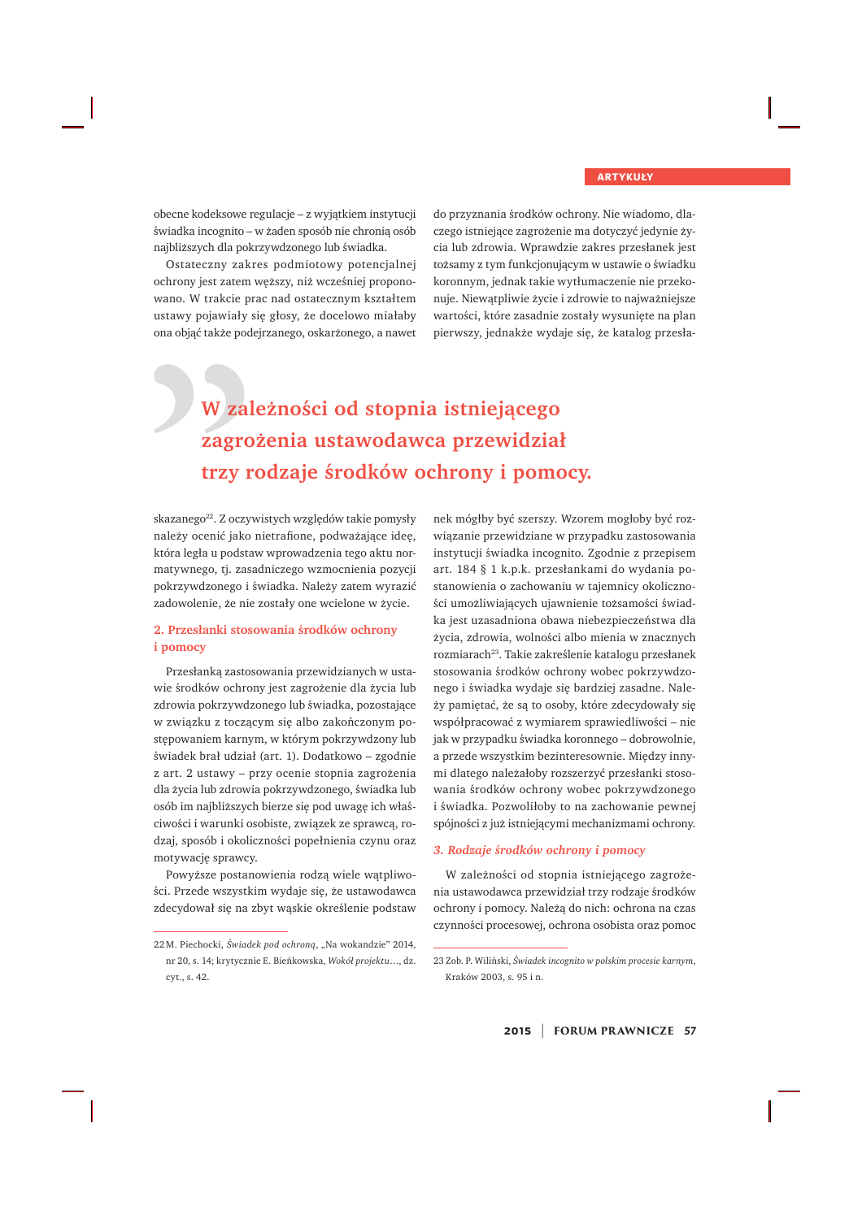obecne kodeksowe regulacje – z wyjątkiem instytucji świadka incognito – w żaden sposób nie chronią osób najbliższych dla pokrzywdzonego lub świadka.

Ostateczny zakres podmiotowy potencjalnej ochrony jest zatem węższy, niż wcześniej proponowano. W trakcie prac nad ostatecznym kształtem ustawy pojawiały się głosy, że docelowo miałaby ona objąć także podejrzanego, oskarżonego, a nawet skazanego[22]. Z oczywistych względów takie pomysły należy ocenić jako nietrafione, podważające ideę, która legła u podstaw wprowadzenia tego aktu normatywnego, tj. zasadniczego wzmocnienia pozycji pokrzywdzonego i świadka. Należy zatem wyrazić zadowolenie, że nie zostały one wcielone w życie.

> W zależności od stopnia istniejącego zagrożenia ustawodawca przewidział trzy rodzaje środków ochrony i pomocy.

## 2. Przesłanki stosowania środków ochrony i pomocy

Przesłanką zastosowania przewidzianych w ustawie środków ochrony jest zagrożenie dla życia lub zdrowia pokrzywdzonego lub świadka, pozostające w związku z toczącym się albo zakończonym postępowaniem karnym, w którym pokrzywdzony lub świadek brał udział (art. 1). Dodatkowo – zgodnie z art. 2 ustawy – przy ocenie stopnia zagrożenia dla życia lub zdrowia pokrzywdzonego, świadka lub osób im najbliższych bierze się pod uwagę ich właściwości i warunki osobiste, związek ze sprawcą, rodzaj, sposób i okoliczności popełnienia czynu oraz motywację sprawcy.

Powyższe postanowienia rodzą wiele wątpliwości. Przede wszystkim wydaje się, że ustawodawca zdecydował się na zbyt wąskie określenie podstaw do przyznania środków ochrony. Nie wiadomo, dlaczego istniejące zagrożenie ma dotyczyć jedynie życia lub zdrowia. Wprawdzie zakres przesłanek jest tożsamy z tym funkcjonującym w ustawie o świadku koronnym, jednak takie wytłumaczenie nie przekonuje. Niewątpliwie życie i zdrowie to najważniejsze wartości, które zasadnie zostały wysunięte na plan pierwszy, jednakże wydaje się, że katalog przesłanek mógłby być szerszy. Wzorem mogłoby być rozwiązanie przewidziane w przypadku zastosowania instytucji świadka incognito. Zgodnie z przepisem art. 184 § 1 k.p.k. przesłankami do wydania postanowienia o zachowaniu w tajemnicy okoliczności umożliwiających ujawnienie tożsamości świadka jest uzasadniona obawa niebezpieczeństwa dla życia, zdrowia, wolności albo mienia w znacznych rozmiarach[23]. Takie zakreślenie katalogu przesłanek stosowania środków ochrony wobec pokrzywdzonego i świadka wydaje się bardziej zasadne. Należy pamiętać, że są to osoby, które zdecydowały się współpracować z wymiarem sprawiedliwości – nie jak w przypadku świadka koronnego – dobrowolnie, a przede wszystkim bezinteresownie. Między innymi dlatego należałoby rozszerzyć przesłanki stosowania środków ochrony wobec pokrzywdzonego i świadka. Pozwoliłoby to na zachowanie pewnej spójności z już istniejącymi mechanizmami ochrony.

## *3. Rodzaje środków ochrony i pomocy*

W zależności od stopnia istniejącego zagrożenia ustawodawca przewidział trzy rodzaje środków ochrony i pomocy. Należą do nich: ochrona na czas czynności procesowej, ochrona osobista oraz pomoc

---

22 M. Piechocki, *Świadek pod ochroną*, „Na wokandzie" 2014, nr 20, s. 14; krytycznie E. Bieńkowska, *Wokół projektu…*, dz. cyt., s. 42.

23 Zob. P. Wiliński, *Świadek incognito w polskim procesie karnym*, Kraków 2003, s. 95 i n.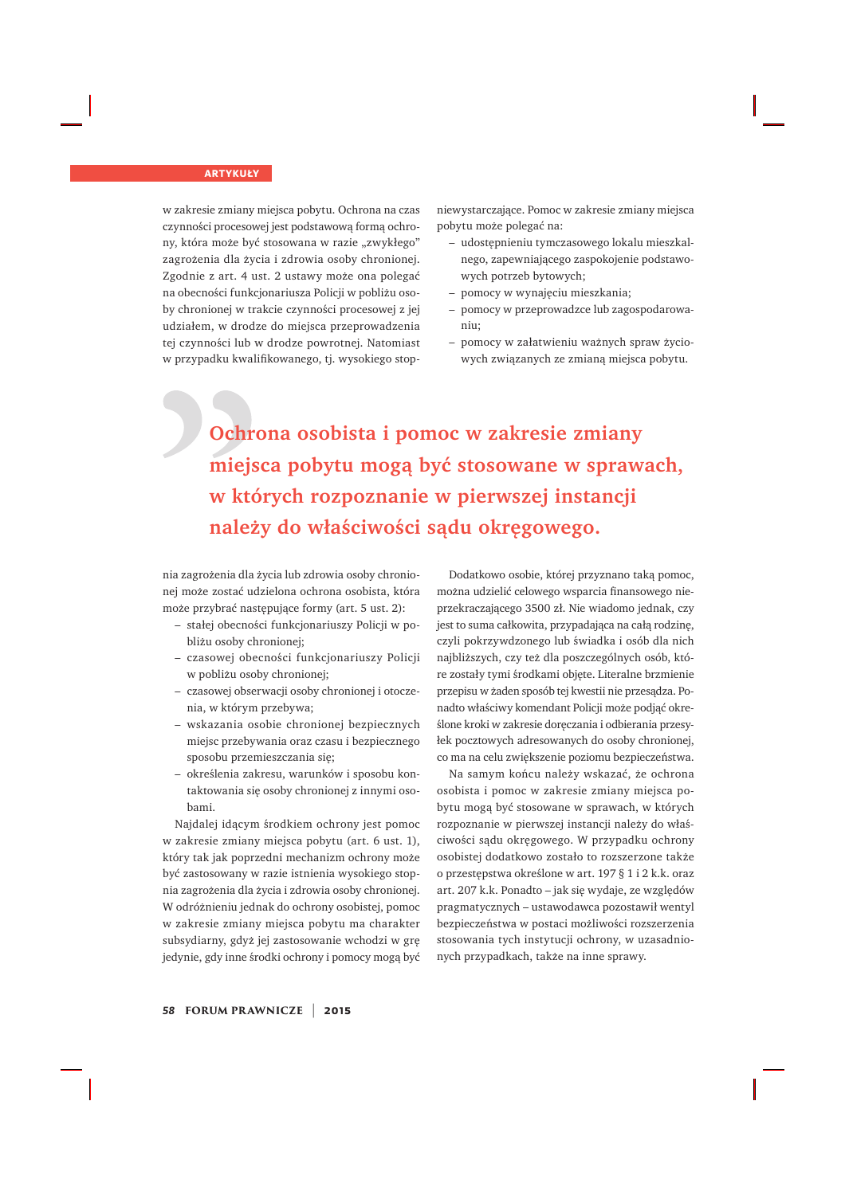w zakresie zmiany miejsca pobytu. Ochrona na czas czynności procesowej jest podstawową formą ochrony, która może być stosowana w razie „zwykłego" zagrożenia dla życia i zdrowia osoby chronionej. Zgodnie z art. 4 ust. 2 ustawy może ona polegać na obecności funkcjonariusza Policji w pobliżu osoby chronionej w trakcie czynności procesowej z jej udziałem, w drodze do miejsca przeprowadzenia tej czynności lub w drodze powrotnej. Natomiast w przypadku kwalifikowanego, tj. wysokiego stopnia zagrożenia dla życia lub zdrowia osoby chronionej może zostać udzielona ochrona osobista, która może przybrać następujące formy (art. 5 ust. 2):

- stałej obecności funkcjonariuszy Policji w pobliżu osoby chronionej;
- czasowej obecności funkcjonariuszy Policji w pobliżu osoby chronionej;
- czasowej obserwacji osoby chronionej i otoczenia, w którym przebywa;
- wskazania osobie chronionej bezpiecznych miejsc przebywania oraz czasu i bezpiecznego sposobu przemieszczania się;
- określenia zakresu, warunków i sposobu kontaktowania się osoby chronionej z innymi osobami.

Najdalej idącym środkiem ochrony jest pomoc w zakresie zmiany miejsca pobytu (art. 6 ust. 1), który tak jak poprzedni mechanizm ochrony może być zastosowany w razie istnienia wysokiego stopnia zagrożenia dla życia i zdrowia osoby chronionej. W odróżnieniu jednak do ochrony osobistej, pomoc w zakresie zmiany miejsca pobytu ma charakter subsydiarny, gdyż jej zastosowanie wchodzi w grę jedynie, gdy inne środki ochrony i pomocy mogą być niewystarczające. Pomoc w zakresie zmiany miejsca pobytu może polegać na:

- udostępnieniu tymczasowego lokalu mieszkalnego, zapewniającego zaspokojenie podstawowych potrzeb bytowych;
- pomocy w wynajęciu mieszkania;
- pomocy w przeprowadzce lub zagospodarowaniu;
- pomocy w załatwieniu ważnych spraw życiowych związanych ze zmianą miejsca pobytu.

> **Ochrona osobista i pomoc w zakresie zmiany miejsca pobytu mogą być stosowane w sprawach, w których rozpoznanie w pierwszej instancji należy do właściwości sądu okręgowego.**

Dodatkowo osobie, której przyznano taką pomoc, można udzielić celowego wsparcia finansowego nieprzekraczającego 3500 zł. Nie wiadomo jednak, czy jest to suma całkowita, przypadająca na całą rodzinę, czyli pokrzywdzonego lub świadka i osób dla nich najbliższych, czy też dla poszczególnych osób, które zostały tymi środkami objęte. Literalne brzmienie przepisu w żaden sposób tej kwestii nie przesądza. Ponadto właściwy komendant Policji może podjąć określone kroki w zakresie doręczania i odbierania przesyłek pocztowych adresowanych do osoby chronionej, co ma na celu zwiększenie poziomu bezpieczeństwa.

Na samym końcu należy wskazać, że ochrona osobista i pomoc w zakresie zmiany miejsca pobytu mogą być stosowane w sprawach, w których rozpoznanie w pierwszej instancji należy do właściwości sądu okręgowego. W przypadku ochrony osobistej dodatkowo zostało to rozszerzone także o przestępstwa określone w art. 197 § 1 i 2 k.k. oraz art. 207 k.k. Ponadto – jak się wydaje, ze względów pragmatycznych – ustawodawca pozostawił wentyl bezpieczeństwa w postaci możliwości rozszerzenia stosowania tych instytucji ochrony, w uzasadnionych przypadkach, także na inne sprawy.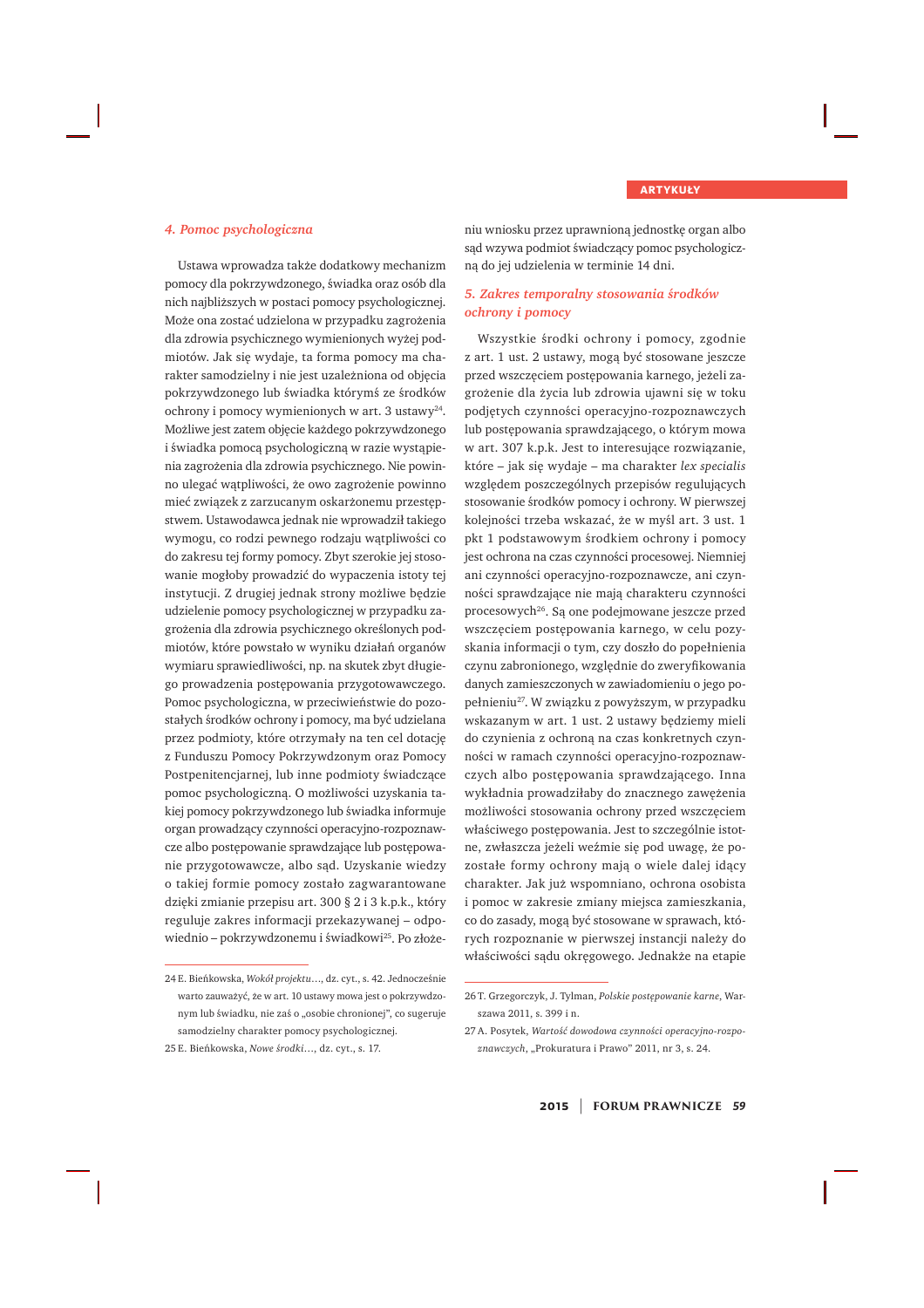### *4. Pomoc psychologiczna*

Ustawa wprowadza także dodatkowy mechanizm pomocy dla pokrzywdzonego, świadka oraz osób dla nich najbliższych w postaci pomocy psychologicznej. Może ona zostać udzielona w przypadku zagrożenia dla zdrowia psychicznego wymienionych wyżej podmiotów. Jak się wydaje, ta forma pomocy ma charakter samodzielny i nie jest uzależniona od objęcia pokrzywdzonego lub świadka którymś ze środków ochrony i pomocy wymienionych w art. 3 ustawy[24]. Możliwe jest zatem objęcie każdego pokrzywdzonego i świadka pomocą psychologiczną w razie wystąpienia zagrożenia dla zdrowia psychicznego. Nie powinno ulegać wątpliwości, że owo zagrożenie powinno mieć związek z zarzucanym oskarżonemu przestępstwem. Ustawodawca jednak nie wprowadził takiego wymogu, co rodzi pewnego rodzaju wątpliwości co do zakresu tej formy pomocy. Zbyt szerokie jej stosowanie mogłoby prowadzić do wypaczenia istoty tej instytucji. Z drugiej jednak strony możliwe będzie udzielenie pomocy psychologicznej w przypadku zagrożenia dla zdrowia psychicznego określonych podmiotów, które powstało w wyniku działań organów wymiaru sprawiedliwości, np. na skutek zbyt długiego prowadzenia postępowania przygotowawczego. Pomoc psychologiczna, w przeciwieństwie do pozostałych środków ochrony i pomocy, ma być udzielana przez podmioty, które otrzymały na ten cel dotację z Funduszu Pomocy Pokrzywdzonym oraz Pomocy Postpenitencjarnej, lub inne podmioty świadczące pomoc psychologiczną. O możliwości uzyskania takiej pomocy pokrzywdzonego lub świadka informuje organ prowadzący czynności operacyjno-rozpoznawcze albo postępowanie sprawdzające lub postępowanie przygotowawcze, albo sąd. Uzyskanie wiedzy o takiej formie pomocy zostało zagwarantowane dzięki zmianie przepisu art. 300 § 2 i 3 k.p.k., który reguluje zakres informacji przekazywanej – odpowiednio – pokrzywdzonemu i świadkowi[25]. Po złożeniu wniosku przez uprawnioną jednostkę organ albo sąd wzywa podmiot świadczący pomoc psychologiczną do jej udzielenia w terminie 14 dni.

### *5. Zakres temporalny stosowania środków ochrony i pomocy*

Wszystkie środki ochrony i pomocy, zgodnie z art. 1 ust. 2 ustawy, mogą być stosowane jeszcze przed wszczęciem postępowania karnego, jeżeli zagrożenie dla życia lub zdrowia ujawni się w toku podjętych czynności operacyjno-rozpoznawczych lub postępowania sprawdzającego, o którym mowa w art. 307 k.p.k. Jest to interesujące rozwiązanie, które – jak się wydaje – ma charakter *lex specialis* względem poszczególnych przepisów regulujących stosowanie środków pomocy i ochrony. W pierwszej kolejności trzeba wskazać, że w myśl art. 3 ust. 1 pkt 1 podstawowym środkiem ochrony i pomocy jest ochrona na czas czynności procesowej. Niemniej ani czynności operacyjno-rozpoznawcze, ani czynności sprawdzające nie mają charakteru czynności procesowych[26]. Są one podejmowane jeszcze przed wszczęciem postępowania karnego, w celu pozyskania informacji o tym, czy doszło do popełnienia czynu zabronionego, względnie do zweryfikowania danych zamieszczonych w zawiadomieniu o jego popełnieniu[27]. W związku z powyższym, w przypadku wskazanym w art. 1 ust. 2 ustawy będziemy mieli do czynienia z ochroną na czas konkretnych czynności w ramach czynności operacyjno-rozpoznawczych albo postępowania sprawdzającego. Inna wykładnia prowadziłaby do znacznego zawężenia możliwości stosowania ochrony przed wszczęciem właściwego postępowania. Jest to szczególnie istotne, zwłaszcza jeżeli weźmie się pod uwagę, że pozostałe formy ochrony mają o wiele dalej idący charakter. Jak już wspomniano, ochrona osobista i pomoc w zakresie zmiany miejsca zamieszkania, co do zasady, mogą być stosowane w sprawach, których rozpoznanie w pierwszej instancji należy do właściwości sądu okręgowego. Jednakże na etapie

---

24 E. Bieńkowska, *Wokół projektu…*, dz. cyt., s. 42. Jednocześnie warto zauważyć, że w art. 10 ustawy mowa jest o pokrzywdzonym lub świadku, nie zaś o „osobie chronionej", co sugeruje samodzielny charakter pomocy psychologicznej.

25 E. Bieńkowska, *Nowe środki…*, dz. cyt., s. 17.

26 T. Grzegorczyk, J. Tylman, *Polskie postępowanie karne*, Warszawa 2011, s. 399 i n.

27 A. Posytek, *Wartość dowodowa czynności operacyjno-rozpoznawczych*, „Prokuratura i Prawo" 2011, nr 3, s. 24.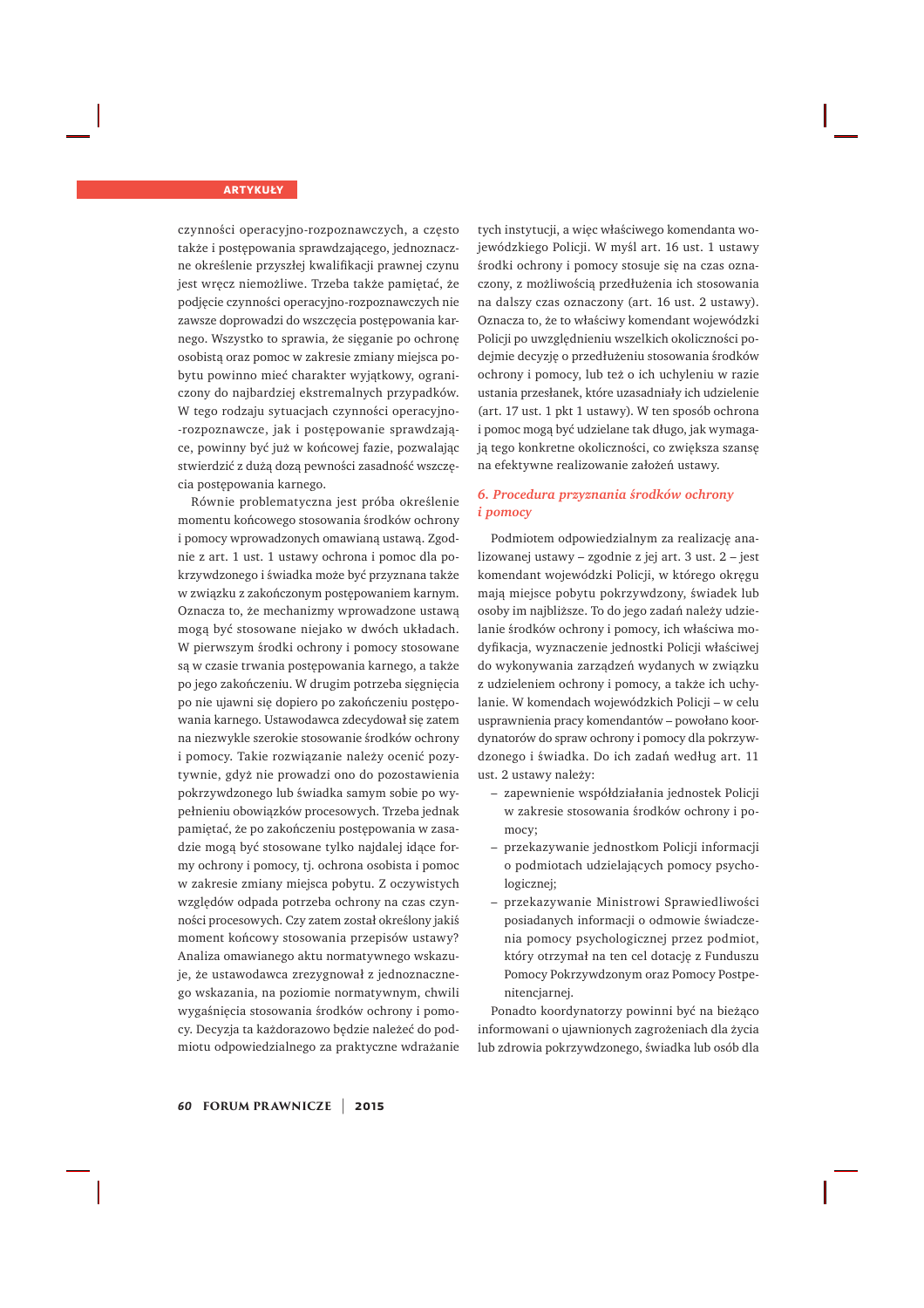czynności operacyjno-rozpoznawczych, a często także i postępowania sprawdzającego, jednoznaczne określenie przyszłej kwalifikacji prawnej czynu jest wręcz niemożliwe. Trzeba także pamiętać, że podjęcie czynności operacyjno-rozpoznawczych nie zawsze doprowadzi do wszczęcia postępowania karnego. Wszystko to sprawia, że sięganie po ochronę osobistą oraz pomoc w zakresie zmiany miejsca pobytu powinno mieć charakter wyjątkowy, ograniczony do najbardziej ekstremalnych przypadków. W tego rodzaju sytuacjach czynności operacyjno-rozpoznawcze, jak i postępowanie sprawdzające, powinny być już w końcowej fazie, pozwalając stwierdzić z dużą dozą pewności zasadność wszczęcia postępowania karnego.

Równie problematyczna jest próba określenie momentu końcowego stosowania środków ochrony i pomocy wprowadzonych omawianą ustawą. Zgodnie z art. 1 ust. 1 ustawy ochrona i pomoc dla pokrzywdzonego i świadka może być przyznana także w związku z zakończonym postępowaniem karnym. Oznacza to, że mechanizmy wprowadzone ustawą mogą być stosowane niejako w dwóch układach. W pierwszym środki ochrony i pomocy stosowane są w czasie trwania postępowania karnego, a także po jego zakończeniu. W drugim potrzeba sięgnięcia po nie ujawni się dopiero po zakończeniu postępowania karnego. Ustawodawca zdecydował się zatem na niezwykle szerokie stosowanie środków ochrony i pomocy. Takie rozwiązanie należy ocenić pozytywnie, gdyż nie prowadzi ono do pozostawienia pokrzywdzonego lub świadka samym sobie po wypełnieniu obowiązków procesowych. Trzeba jednak pamiętać, że po zakończeniu postępowania w zasadzie mogą być stosowane tylko najdalej idące formy ochrony i pomocy, tj. ochrona osobista i pomoc w zakresie zmiany miejsca pobytu. Z oczywistych względów odpada potrzeba ochrony na czas czynności procesowych. Czy zatem został określony jakiś moment końcowy stosowania przepisów ustawy? Analiza omawianego aktu normatywnego wskazuje, że ustawodawca zrezygnował z jednoznacznego wskazania, na poziomie normatywnym, chwili wygaśnięcia stosowania środków ochrony i pomocy. Decyzja ta każdorazowo będzie należeć do podmiotu odpowiedzialnego za praktyczne wdrażanie tych instytucji, a więc właściwego komendanta wojewódzkiego Policji. W myśl art. 16 ust. 1 ustawy środki ochrony i pomocy stosuje się na czas oznaczony, z możliwością przedłużenia ich stosowania na dalszy czas oznaczony (art. 16 ust. 2 ustawy). Oznacza to, że to właściwy komendant wojewódzki Policji po uwzględnieniu wszelkich okoliczności podejmie decyzję o przedłużeniu stosowania środków ochrony i pomocy, lub też o ich uchyleniu w razie ustania przesłanek, które uzasadniały ich udzielenie (art. 17 ust. 1 pkt 1 ustawy). W ten sposób ochrona i pomoc mogą być udzielane tak długo, jak wymagają tego konkretne okoliczności, co zwiększa szansę na efektywne realizowanie założeń ustawy.

### *6. Procedura przyznania środków ochrony i pomocy*

Podmiotem odpowiedzialnym za realizację analizowanej ustawy – zgodnie z jej art. 3 ust. 2 – jest komendant wojewódzki Policji, w którego okręgu mają miejsce pobytu pokrzywdzony, świadek lub osoby im najbliższe. To do jego zadań należy udzielanie środków ochrony i pomocy, ich właściwa modyfikacja, wyznaczenie jednostki Policji właściwej do wykonywania zarządzeń wydanych w związku z udzieleniem ochrony i pomocy, a także ich uchylanie. W komendach wojewódzkich Policji – w celu usprawnienia pracy komendantów – powołano koordynatorów do spraw ochrony i pomocy dla pokrzywdzonego i świadka. Do ich zadań według art. 11 ust. 2 ustawy należy:

- zapewnienie współdziałania jednostek Policji w zakresie stosowania środków ochrony i pomocy;
- przekazywanie jednostkom Policji informacji o podmiotach udzielających pomocy psychologicznej;
- przekazywanie Ministrowi Sprawiedliwości posiadanych informacji o odmowie świadczenia pomocy psychologicznej przez podmiot, który otrzymał na ten cel dotację z Funduszu Pomocy Pokrzywdzonym oraz Pomocy Postpenitencjarnej.

Ponadto koordynatorzy powinni być na bieżąco informowani o ujawnionych zagrożeniach dla życia lub zdrowia pokrzywdzonego, świadka lub osób dla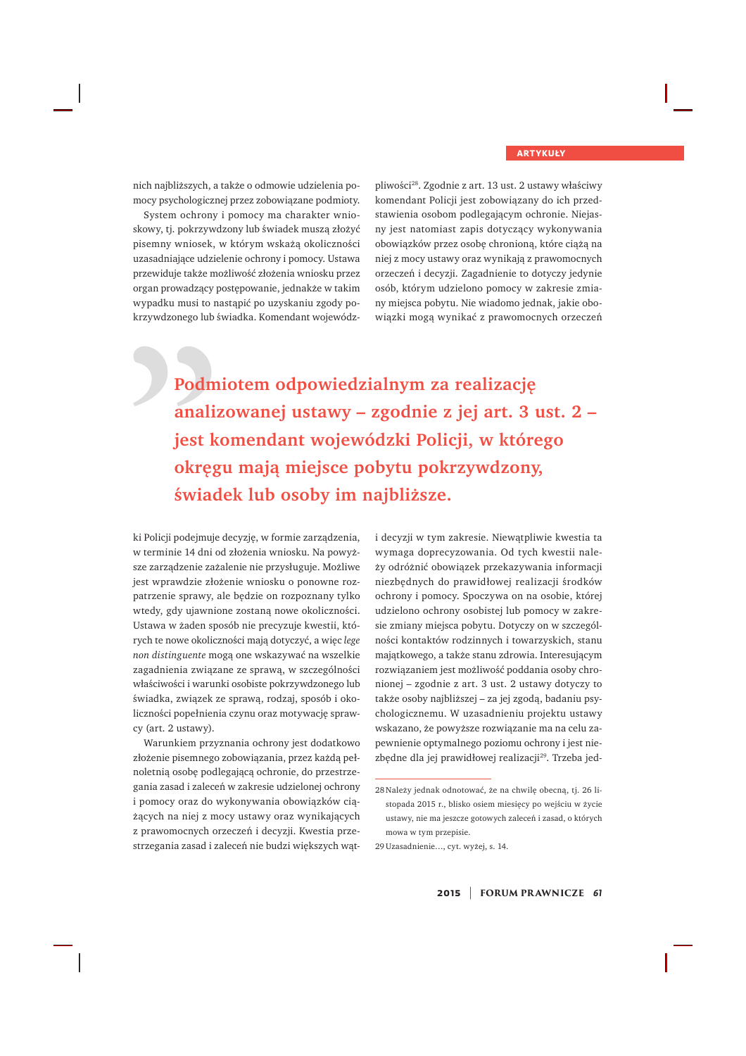nich najbliższych, a także o odmowie udzielenia pomocy psychologicznej przez zobowiązane podmioty.

System ochrony i pomocy ma charakter wnioskowy, tj. pokrzywdzony lub świadek muszą złożyć pisemny wniosek, w którym wskażą okoliczności uzasadniające udzielenie ochrony i pomocy. Ustawa przewiduje także możliwość złożenia wniosku przez organ prowadzący postępowanie, jednakże w takim wypadku musi to nastąpić po uzyskaniu zgody pokrzywdzonego lub świadka. Komendant wojewódzki Policji podejmuje decyzję, w formie zarządzenia, w terminie 14 dni od złożenia wniosku. Na powyższe zarządzenie zażalenie nie przysługuje. Możliwe jest wprawdzie złożenie wniosku o ponowne rozpatrzenie sprawy, ale będzie on rozpoznany tylko wtedy, gdy ujawnione zostaną nowe okoliczności. Ustawa w żaden sposób nie precyzuje kwestii, których te nowe okoliczności mają dotyczyć, a więc *lege non distinguente* mogą one wskazywać na wszelkie zagadnienia związane ze sprawą, w szczególności właściwości i warunki osobiste pokrzywdzonego lub świadka, związek ze sprawą, rodzaj, sposób i okoliczności popełnienia czynu oraz motywację sprawcy (art. 2 ustawy).

Warunkiem przyznania ochrony jest dodatkowo złożenie pisemnego zobowiązania, przez każdą pełnoletnią osobę podlegającą ochronie, do przestrzegania zasad i zaleceń w zakresie udzielonej ochrony i pomocy oraz do wykonywania obowiązków ciążących na niej z mocy ustawy oraz wynikających z prawomocnych orzeczeń i decyzji. Kwestia przestrzegania zasad i zaleceń nie budzi większych wątpliwości[28]. Zgodnie z art. 13 ust. 2 ustawy właściwy komendant Policji jest zobowiązany do ich przedstawienia osobom podlegającym ochronie. Niejasny jest natomiast zapis dotyczący wykonywania obowiązków przez osobę chronioną, które ciążą na niej z mocy ustawy oraz wynikają z prawomocnych orzeczeń i decyzji. Zagadnienie to dotyczy jedynie osób, którym udzielono pomocy w zakresie zmiany miejsca pobytu. Nie wiadomo jednak, jakie obowiązki mogą wynikać z prawomocnych orzeczeń i decyzji w tym zakresie. Niewątpliwie kwestia ta wymaga doprecyzowania. Od tych kwestii należy odróżnić obowiązek przekazywania informacji niezbędnych do prawidłowej realizacji środków ochrony i pomocy. Spoczywa on na osobie, której udzielono ochrony osobistej lub pomocy w zakresie zmiany miejsca pobytu. Dotyczy on w szczególności kontaktów rodzinnych i towarzyskich, stanu majątkowego, a także stanu zdrowia. Interesującym rozwiązaniem jest możliwość poddania osoby chronionej – zgodnie z art. 3 ust. 2 ustawy dotyczy to także osoby najbliższej – za jej zgodą, badaniu psychologicznemu. W uzasadnieniu projektu ustawy wskazano, że powyższe rozwiązanie ma na celu zapewnienie optymalnego poziomu ochrony i jest niezbędne dla jej prawidłowej realizacji[29]. Trzeba jed-

> **Podmiotem odpowiedzialnym za realizację analizowanej ustawy – zgodnie z jej art. 3 ust. 2 – jest komendant wojewódzki Policji, w którego okręgu mają miejsce pobytu pokrzywdzony, świadek lub osoby im najbliższe.**

---

28 Należy jednak odnotować, że na chwilę obecną, tj. 26 listopada 2015 r., blisko osiem miesięcy po wejściu w życie ustawy, nie ma jeszcze gotowych zaleceń i zasad, o których mowa w tym przepisie.

29 Uzasadnienie…, cyt. wyżej, s. 14.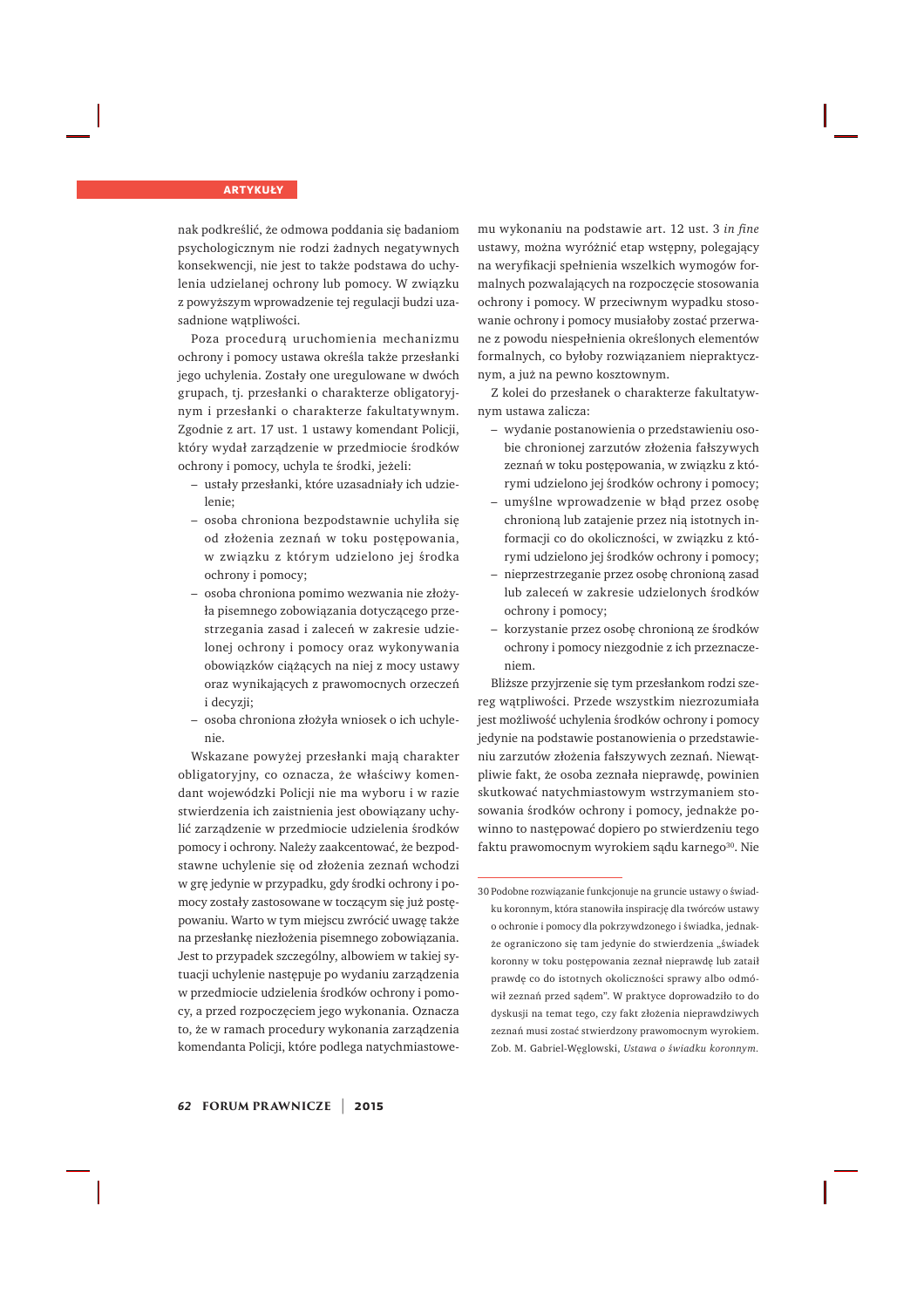nak podkreślić, że odmowa poddania się badaniom psychologicznym nie rodzi żadnych negatywnych konsekwencji, nie jest to także podstawa do uchylenia udzielanej ochrony lub pomocy. W związku z powyższym wprowadzenie tej regulacji budzi uzasadnione wątpliwości.

Poza procedurą uruchomienia mechanizmu ochrony i pomocy ustawa określa także przesłanki jego uchylenia. Zostały one uregulowane w dwóch grupach, tj. przesłanki o charakterze obligatoryjnym i przesłanki o charakterze fakultatywnym. Zgodnie z art. 17 ust. 1 ustawy komendant Policji, który wydał zarządzenie w przedmiocie środków ochrony i pomocy, uchyla te środki, jeżeli:

- ustały przesłanki, które uzasadniały ich udzielenie;
- osoba chroniona bezpodstawnie uchyliła się od złożenia zeznań w toku postępowania, w związku z którym udzielono jej środka ochrony i pomocy;
- osoba chroniona pomimo wezwania nie złożyła pisemnego zobowiązania dotyczącego przestrzegania zasad i zaleceń w zakresie udzielonej ochrony i pomocy oraz wykonywania obowiązków ciążących na niej z mocy ustawy oraz wynikających z prawomocnych orzeczeń i decyzji;
- osoba chroniona złożyła wniosek o ich uchylenie.

Wskazane powyżej przesłanki mają charakter obligatoryjny, co oznacza, że właściwy komendant wojewódzki Policji nie ma wyboru i w razie stwierdzenia ich zaistnienia jest obowiązany uchylić zarządzenie w przedmiocie udzielenia środków pomocy i ochrony. Należy zaakcentować, że bezpodstawne uchylenie się od złożenia zeznań wchodzi w grę jedynie w przypadku, gdy środki ochrony i pomocy zostały zastosowane w toczącym się już postępowaniu. Warto w tym miejscu zwrócić uwagę także na przesłankę niezłożenia pisemnego zobowiązania. Jest to przypadek szczególny, albowiem w takiej sytuacji uchylenie następuje po wydaniu zarządzenia w przedmiocie udzielenia środków ochrony i pomocy, a przed rozpoczęciem jego wykonania. Oznacza to, że w ramach procedury wykonania zarządzenia komendanta Policji, które podlega natychmiastowemu wykonaniu na podstawie art. 12 ust. 3 *in fine* ustawy, można wyróżnić etap wstępny, polegający na weryfikacji spełnienia wszelkich wymogów formalnych pozwalających na rozpoczęcie stosowania ochrony i pomocy. W przeciwnym wypadku stosowanie ochrony i pomocy musiałoby zostać przerwane z powodu niespełnienia określonych elementów formalnych, co byłoby rozwiązaniem niepraktycznym, a już na pewno kosztownym.

Z kolei do przesłanek o charakterze fakultatywnym ustawa zalicza:

- wydanie postanowienia o przedstawieniu osobie chronionej zarzutów złożenia fałszywych zeznań w toku postępowania, w związku z którymi udzielono jej środków ochrony i pomocy;
- umyślne wprowadzenie w błąd przez osobę chronioną lub zatajenie przez nią istotnych informacji co do okoliczności, w związku z którymi udzielono jej środków ochrony i pomocy;
- nieprzestrzeganie przez osobę chronioną zasad lub zaleceń w zakresie udzielonych środków ochrony i pomocy;
- korzystanie przez osobę chronioną ze środków ochrony i pomocy niezgodnie z ich przeznaczeniem.

Bliższe przyjrzenie się tym przesłankom rodzi szereg wątpliwości. Przede wszystkim niezrozumiała jest możliwość uchylenia środków ochrony i pomocy jedynie na podstawie postanowienia o przedstawieniu zarzutów złożenia fałszywych zeznań. Niewątpliwie fakt, że osoba zeznała nieprawdę, powinien skutkować natychmiastowym wstrzymaniem stosowania środków ochrony i pomocy, jednakże powinno to następować dopiero po stwierdzeniu tego faktu prawomocnym wyrokiem sądu karnego[30]. Nie

---

30 Podobne rozwiązanie funkcjonuje na gruncie ustawy o świadku koronnym, która stanowiła inspirację dla twórców ustawy o ochronie i pomocy dla pokrzywdzonego i świadka, jednakże ograniczono się tam jedynie do stwierdzenia „świadek koronny w toku postępowania zeznał nieprawdę lub zataił prawdę co do istotnych okoliczności sprawy albo odmówił zeznań przed sądem". W praktyce doprowadziło to do dyskusji na temat tego, czy fakt złożenia nieprawdziwych zeznań musi zostać stwierdzony prawomocnym wyrokiem. Zob. M. Gabriel-Węglowski, *Ustawa o świadku koronnym.*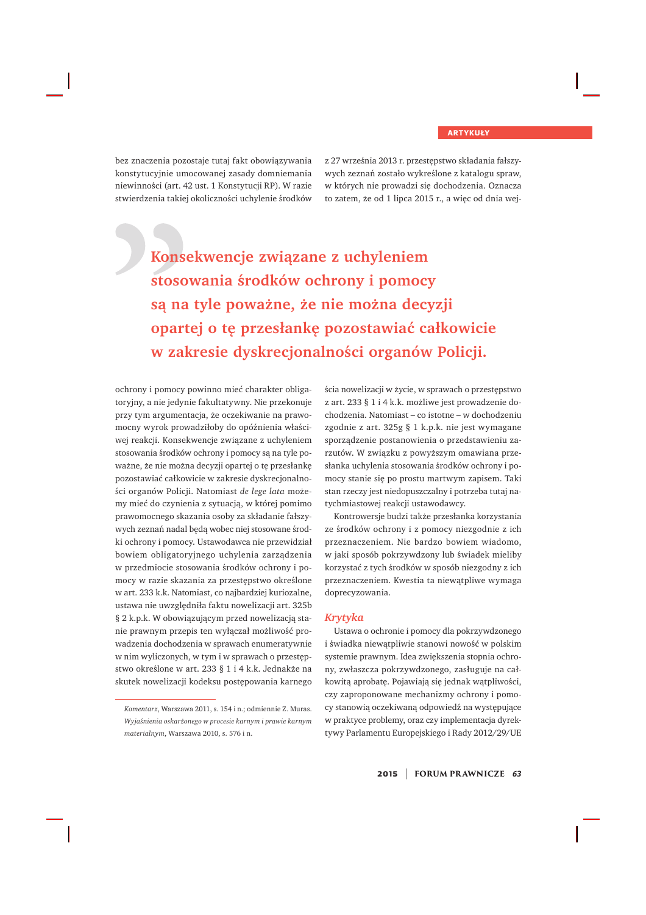bez znaczenia pozostaje tutaj fakt obowiązywania konstytucyjnie umocowanej zasady domniemania niewinności (art. 42 ust. 1 Konstytucji RP). W razie stwierdzenia takiej okoliczności uchylenie środków

> **Konsekwencje związane z uchyleniem stosowania środków ochrony i pomocy są na tyle poważne, że nie można decyzji opartej o tę przesłankę pozostawiać całkowicie w zakresie dyskrecjonalności organów Policji.**

ochrony i pomocy powinno mieć charakter obligatoryjny, a nie jedynie fakultatywny. Nie przekonuje przy tym argumentacja, że oczekiwanie na prawomocny wyrok prowadziłoby do opóźnienia właściwej reakcji. Konsekwencje związane z uchyleniem stosowania środków ochrony i pomocy są na tyle poważne, że nie można decyzji opartej o tę przesłankę pozostawiać całkowicie w zakresie dyskrecjonalności organów Policji. Natomiast *de lege lata* możemy mieć do czynienia z sytuacją, w której pomimo prawomocnego skazania osoby za składanie fałszywych zeznań nadal będą wobec niej stosowane środki ochrony i pomocy. Ustawodawca nie przewidział bowiem obligatoryjnego uchylenia zarządzenia w przedmiocie stosowania środków ochrony i pomocy w razie skazania za przestępstwo określone w art. 233 k.k. Natomiast, co najbardziej kuriozalne, ustawa nie uwzględniła faktu nowelizacji art. 325b § 2 k.p.k. W obowiązującym przed nowelizacją stanie prawnym przepis ten wyłączał możliwość prowadzenia dochodzenia w sprawach enumeratywnie w nim wyliczonych, w tym i w sprawach o przestępstwo określone w art. 233 § 1 i 4 k.k. Jednakże na skutek nowelizacji kodeksu postępowania karnego z 27 września 2013 r. przestępstwo składania fałszywych zeznań zostało wykreślone z katalogu spraw, w których nie prowadzi się dochodzenia. Oznacza to zatem, że od 1 lipca 2015 r., a więc od dnia wejścia nowelizacji w życie, w sprawach o przestępstwo z art. 233 § 1 i 4 k.k. możliwe jest prowadzenie dochodzenia. Natomiast – co istotne – w dochodzeniu zgodnie z art. 325g § 1 k.p.k. nie jest wymagane sporządzenie postanowienia o przedstawieniu zarzutów. W związku z powyższym omawiana przesłanka uchylenia stosowania środków ochrony i pomocy stanie się po prostu martwym zapisem. Taki stan rzeczy jest niedopuszczalny i potrzeba tutaj natychmiastowej reakcji ustawodawcy.

Kontrowersje budzi także przesłanka korzystania ze środków ochrony i z pomocy niezgodnie z ich przeznaczeniem. Nie bardzo bowiem wiadomo, w jaki sposób pokrzywdzony lub świadek mieliby korzystać z tych środków w sposób niezgodny z ich przeznaczeniem. Kwestia ta niewątpliwe wymaga doprecyzowania.

### *Krytyka*

Ustawa o ochronie i pomocy dla pokrzywdzonego i świadka niewątpliwie stanowi nowość w polskim systemie prawnym. Idea zwiększenia stopnia ochrony, zwłaszcza pokrzywdzonego, zasługuje na całkowitą aprobatę. Pojawiają się jednak wątpliwości, czy zaproponowane mechanizmy ochrony i pomocy stanowią oczekiwaną odpowiedź na występujące w praktyce problemy, oraz czy implementacja dyrektywy Parlamentu Europejskiego i Rady 2012/29/UE

---

*Komentarz*, Warszawa 2011, s. 154 i n.; odmiennie Z. Muras. *Wyjaśnienia oskarżonego w procesie karnym i prawie karnym materialnym*, Warszawa 2010, s. 576 i n.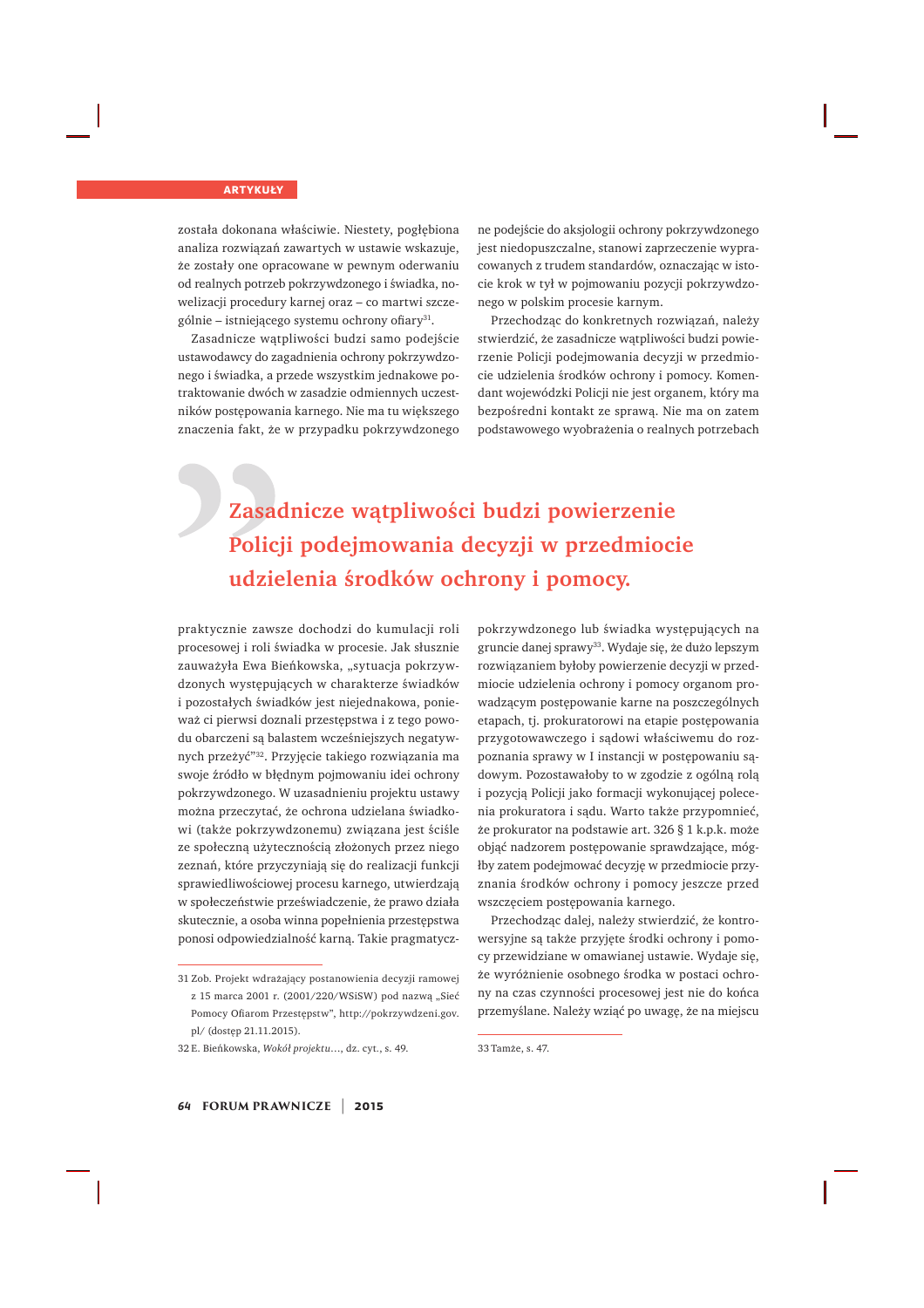została dokonana właściwie. Niestety, pogłębiona analiza rozwiązań zawartych w ustawie wskazuje, że zostały one opracowane w pewnym oderwaniu od realnych potrzeb pokrzywdzonego i świadka, nowelizacji procedury karnej oraz – co martwi szczególnie – istniejącego systemu ochrony ofiary[31].

Zasadnicze wątpliwości budzi samo podejście ustawodawcy do zagadnienia ochrony pokrzywdzonego i świadka, a przede wszystkim jednakowe potraktowanie dwóch w zasadzie odmiennych uczestników postępowania karnego. Nie ma tu większego znaczenia fakt, że w przypadku pokrzywdzonego praktycznie zawsze dochodzi do kumulacji roli procesowej i roli świadka w procesie. Jak słusznie zauważyła Ewa Bieńkowska, „sytuacja pokrzywdzonych występujących w charakterze świadków i pozostałych świadków jest niejednakowa, ponieważ ci pierwsi doznali przestępstwa i z tego powodu obarczeni są balastem wcześniejszych negatywnych przeżyć"[32]. Przyjęcie takiego rozwiązania ma swoje źródło w błędnym pojmowaniu idei ochrony pokrzywdzonego. W uzasadnieniu projektu ustawy można przeczytać, że ochrona udzielana świadkowi (także pokrzywdzonemu) związana jest ściśle ze społeczną użytecznością złożonych przez niego zeznań, które przyczyniają się do realizacji funkcji sprawiedliwościowej procesu karnego, utwierdzają w społeczeństwie przeświadczenie, że prawo działa skutecznie, a osoba winna popełnienia przestępstwa ponosi odpowiedzialność karną. Takie pragmatyczne podejście do aksjologii ochrony pokrzywdzonego jest niedopuszczalne, stanowi zaprzeczenie wypracowanych z trudem standardów, oznaczając w istocie krok w tył w pojmowaniu pozycji pokrzywdzonego w polskim procesie karnym.

Przechodząc do konkretnych rozwiązań, należy stwierdzić, że zasadnicze wątpliwości budzi powierzenie Policji podejmowania decyzji w przedmiocie udzielenia środków ochrony i pomocy. Komendant wojewódzki Policji nie jest organem, który ma bezpośredni kontakt ze sprawą. Nie ma on zatem podstawowego wyobrażenia o realnych potrzebach pokrzywdzonego lub świadka występujących na gruncie danej sprawy[33]. Wydaje się, że dużo lepszym rozwiązaniem byłoby powierzenie decyzji w przedmiocie udzielenia ochrony i pomocy organom prowadzącym postępowanie karne na poszczególnych etapach, tj. prokuratorowi na etapie postępowania przygotowawczego i sądowi właściwemu do rozpoznania sprawy w I instancji w postępowaniu sądowym. Pozostawałoby to w zgodzie z ogólną rolą i pozycją Policji jako formacji wykonującej polecenia prokuratora i sądu. Warto także przypomnieć, że prokurator na podstawie art. 326 § 1 k.p.k. może objąć nadzorem postępowanie sprawdzające, mógłby zatem podejmować decyzję w przedmiocie przyznania środków ochrony i pomocy jeszcze przed wszczęciem postępowania karnego.

> **Zasadnicze wątpliwości budzi powierzenie Policji podejmowania decyzji w przedmiocie udzielenia środków ochrony i pomocy.**

Przechodząc dalej, należy stwierdzić, że kontrowersyjne są także przyjęte środki ochrony i pomocy przewidziane w omawianej ustawie. Wydaje się, że wyróżnienie osobnego środka w postaci ochrony na czas czynności procesowej jest nie do końca przemyślane. Należy wziąć po uwagę, że na miejscu

---

31 Zob. Projekt wdrażający postanowienia decyzji ramowej z 15 marca 2001 r. (2001/220/WSiSW) pod nazwą „Sieć Pomocy Ofiarom Przestępstw", http://pokrzywdzeni.gov.pl/ (dostęp 21.11.2015).

32 E. Bieńkowska, *Wokół projektu*..., dz. cyt., s. 49.

33 Tamże, s. 47.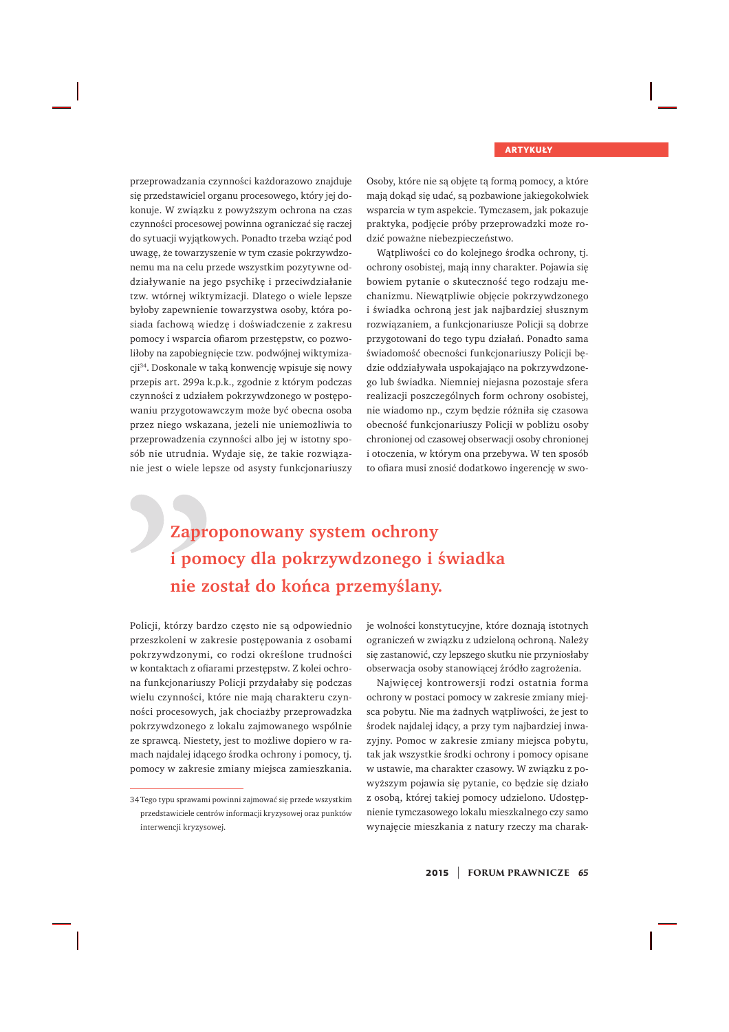przeprowadzania czynności każdorazowo znajduje się przedstawiciel organu procesowego, który jej dokonuje. W związku z powyższym ochrona na czas czynności procesowej powinna ograniczać się raczej do sytuacji wyjątkowych. Ponadto trzeba wziąć pod uwagę, że towarzyszenie w tym czasie pokrzywdzonemu ma na celu przede wszystkim pozytywne oddziaływanie na jego psychikę i przeciwdziałanie tzw. wtórnej wiktymizacji. Dlatego o wiele lepsze byłoby zapewnienie towarzystwa osoby, która posiada fachową wiedzę i doświadczenie z zakresu pomocy i wsparcia ofiarom przestępstw, co pozwoliłoby na zapobiegnięcie tzw. podwójnej wiktymizacji[34]. Doskonale w taką konwencję wpisuje się nowy przepis art. 299a k.p.k., zgodnie z którym podczas czynności z udziałem pokrzywdzonego w postępowaniu przygotowawczym może być obecna osoba przez niego wskazana, jeżeli nie uniemożliwia to przeprowadzenia czynności albo jej w istotny sposób nie utrudnia. Wydaje się, że takie rozwiązanie jest o wiele lepsze od asysty funkcjonariuszy Policji, którzy bardzo często nie są odpowiednio przeszkoleni w zakresie postępowania z osobami pokrzywdzonymi, co rodzi określone trudności w kontaktach z ofiarami przestępstw. Z kolei ochrona funkcjonariuszy Policji przydałaby się podczas wielu czynności, które nie mają charakteru czynności procesowych, jak chociażby przeprowadzka pokrzywdzonego z lokalu zajmowanego wspólnie ze sprawcą. Niestety, jest to możliwe dopiero w ramach najdalej idącego środka ochrony i pomocy, tj. pomocy w zakresie zmiany miejsca zamieszkania. Osoby, które nie są objęte tą formą pomocy, a które mają dokąd się udać, są pozbawione jakiegokolwiek wsparcia w tym aspekcie. Tymczasem, jak pokazuje praktyka, podjęcie próby przeprowadzki może rodzić poważne niebezpieczeństwo.

Wątpliwości co do kolejnego środka ochrony, tj. ochrony osobistej, mają inny charakter. Pojawia się bowiem pytanie o skuteczność tego rodzaju mechanizmu. Niewątpliwie objęcie pokrzywdzonego i świadka ochroną jest jak najbardziej słusznym rozwiązaniem, a funkcjonariusze Policji są dobrze przygotowani do tego typu działań. Ponadto sama świadomość obecności funkcjonariuszy Policji będzie oddziaływała uspokajająco na pokrzywdzonego lub świadka. Niemniej niejasna pozostaje sfera realizacji poszczególnych form ochrony osobistej, nie wiadomo np., czym będzie różniła się czasowa obecność funkcjonariuszy Policji w pobliżu osoby chronionej od czasowej obserwacji osoby chronionej i otoczenia, w którym ona przebywa. W ten sposób to ofiara musi znosić dodatkowo ingerencję w swoje wolności konstytucyjne, które doznają istotnych ograniczeń w związku z udzieloną ochroną. Należy się zastanowić, czy lepszego skutku nie przyniosłaby obserwacja osoby stanowiącej źródło zagrożenia.

> **Zaproponowany system ochrony i pomocy dla pokrzywdzonego i świadka nie został do końca przemyślany.**

Najwięcej kontrowersji rodzi ostatnia forma ochrony w postaci pomocy w zakresie zmiany miejsca pobytu. Nie ma żadnych wątpliwości, że jest to środek najdalej idący, a przy tym najbardziej inwazyjny. Pomoc w zakresie zmiany miejsca pobytu, tak jak wszystkie środki ochrony i pomocy opisane w ustawie, ma charakter czasowy. W związku z powyższym pojawia się pytanie, co będzie się działo z osobą, której takiej pomocy udzielono. Udostępnienie tymczasowego lokalu mieszkalnego czy samo wynajęcie mieszkania z natury rzeczy ma charak-

---

34 Tego typu sprawami powinni zajmować się przede wszystkim przedstawiciele centrów informacji kryzysowej oraz punktów interwencji kryzysowej.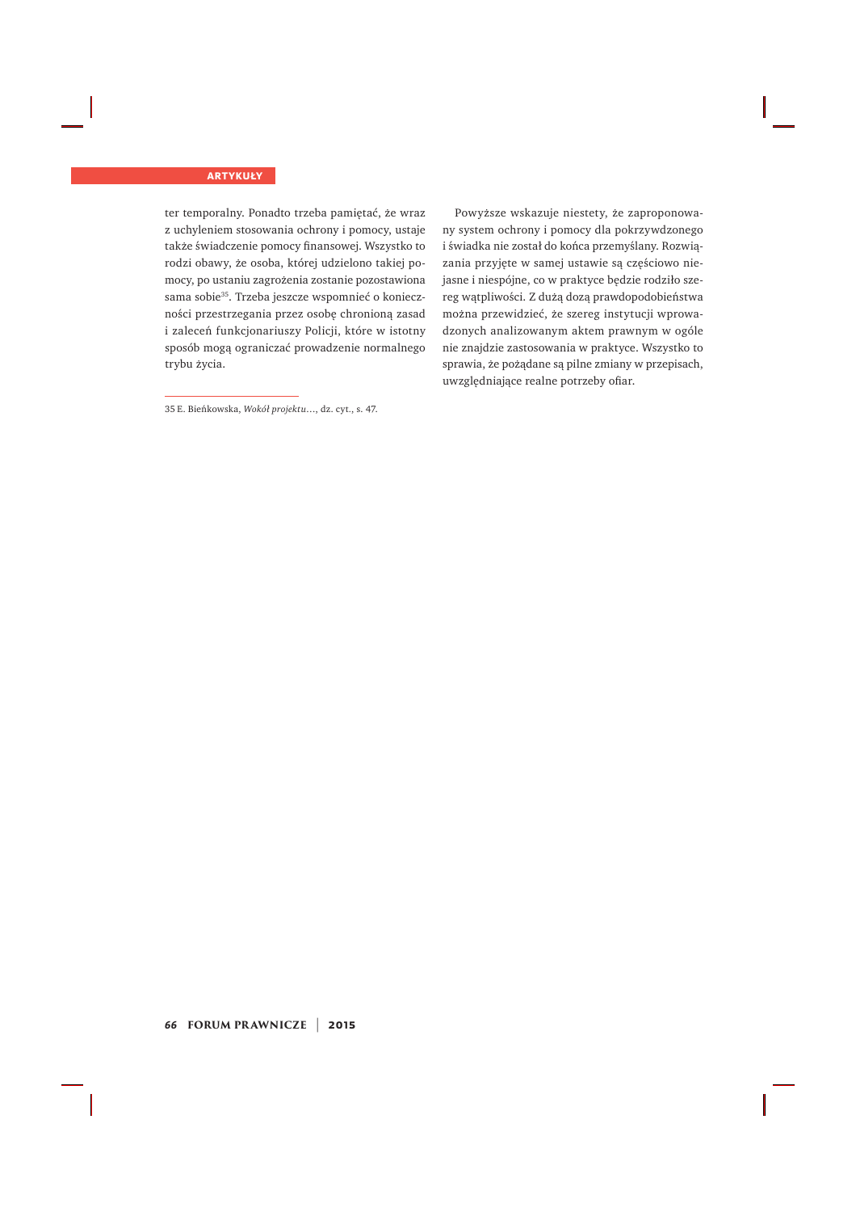ter temporalny. Ponadto trzeba pamiętać, że wraz z uchyleniem stosowania ochrony i pomocy, ustaje także świadczenie pomocy finansowej. Wszystko to rodzi obawy, że osoba, której udzielono takiej pomocy, po ustaniu zagrożenia zostanie pozostawiona sama sobie[35]. Trzeba jeszcze wspomnieć o konieczności przestrzegania przez osobę chronioną zasad i zaleceń funkcjonariuszy Policji, które w istotny sposób mogą ograniczać prowadzenie normalnego trybu życia.

Powyższe wskazuje niestety, że zaproponowany system ochrony i pomocy dla pokrzywdzonego i świadka nie został do końca przemyślany. Rozwiązania przyjęte w samej ustawie są częściowo niejasne i niespójne, co w praktyce będzie rodziło szereg wątpliwości. Z dużą dozą prawdopodobieństwa można przewidzieć, że szereg instytucji wprowadzonych analizowanym aktem prawnym w ogóle nie znajdzie zastosowania w praktyce. Wszystko to sprawia, że pożądane są pilne zmiany w przepisach, uwzględniające realne potrzeby ofiar.

---

35 E. Bieńkowska, *Wokół projektu…*, dz. cyt., s. 47.